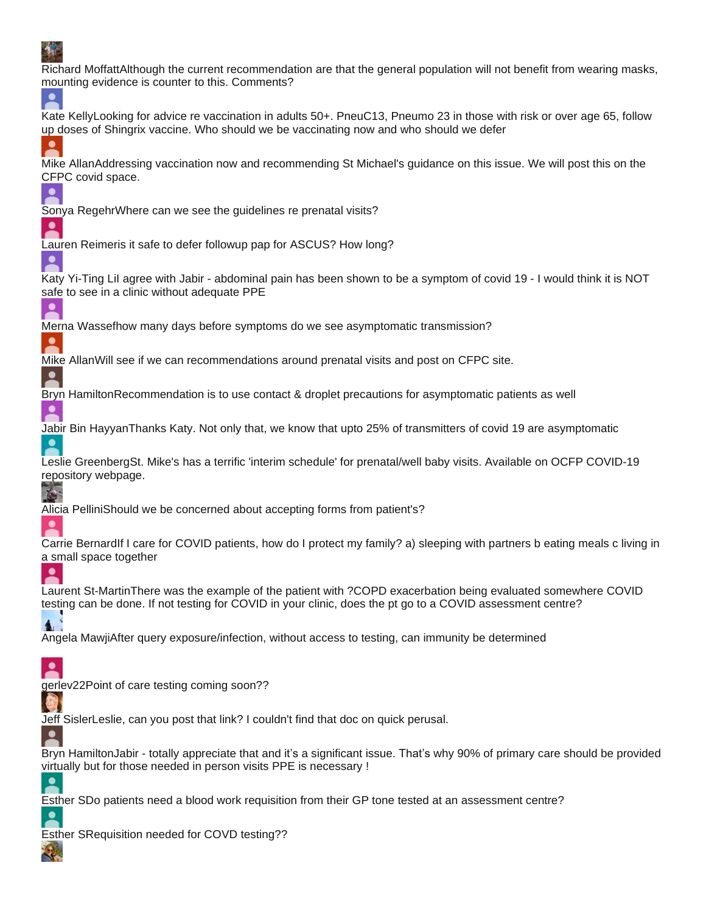Richard MoffattAlthough the current recommendation are that the general population will not benefit from wearing masks, mounting evidence is counter to this. Comments?

Kate KellyLooking for advice re vaccination in adults 50+. PneuC13, Pneumo 23 in those with risk or over age 65, follow up doses of Shingrix vaccine. Who should we be vaccinating now and who should we defer

Mike AllanAddressing vaccination now and recommending St Michael's guidance on this issue. We will post this on the CFPC covid space.

Sonya RegehrWhere can we see the guidelines re prenatal visits?

Lauren Reimeris it safe to defer followup pap for ASCUS? How long?

Katy Yi-Ting LiI agree with Jabir - abdominal pain has been shown to be a symptom of covid 19 - I would think it is NOT safe to see in a clinic without adequate PPE

Merna Wassefhow many days before symptoms do we see asymptomatic transmission?

Mike AllanWill see if we can recommendations around prenatal visits and post on CFPC site.

Bryn HamiltonRecommendation is to use contact & droplet precautions for asymptomatic patients as well

Jabir Bin HayyanThanks Katy. Not only that, we know that upto 25% of transmitters of covid 19 are asymptomatic

Leslie GreenbergSt. Mike's has a terrific 'interim schedule' for prenatal/well baby visits. Available on OCFP COVID-19 repository webpage.

Alicia PelliniShould we be concerned about accepting forms from patient's?

Carrie BernardIf I care for COVID patients, how do I protect my family? a) sleeping with partners b eating meals c living in a small space together

Laurent St-MartinThere was the example of the patient with ?COPD exacerbation being evaluated somewhere COVID testing can be done. If not testing for COVID in your clinic, does the pt go to a COVID assessment centre?

Angela MawjiAfter query exposure/infection, without access to testing, can immunity be determined

gerlev22Point of care testing coming soon??

Jeff SislerLeslie, can you post that link? I couldn't find that doc on quick perusal.

Bryn HamiltonJabir - totally appreciate that and it's a significant issue. That's why 90% of primary care should be provided virtually but for those needed in person visits PPE is necessary !

Esther SDo patients need a blood work requisition from their GP tone tested at an assessment centre?

Esther SRequisition needed for COVD testing??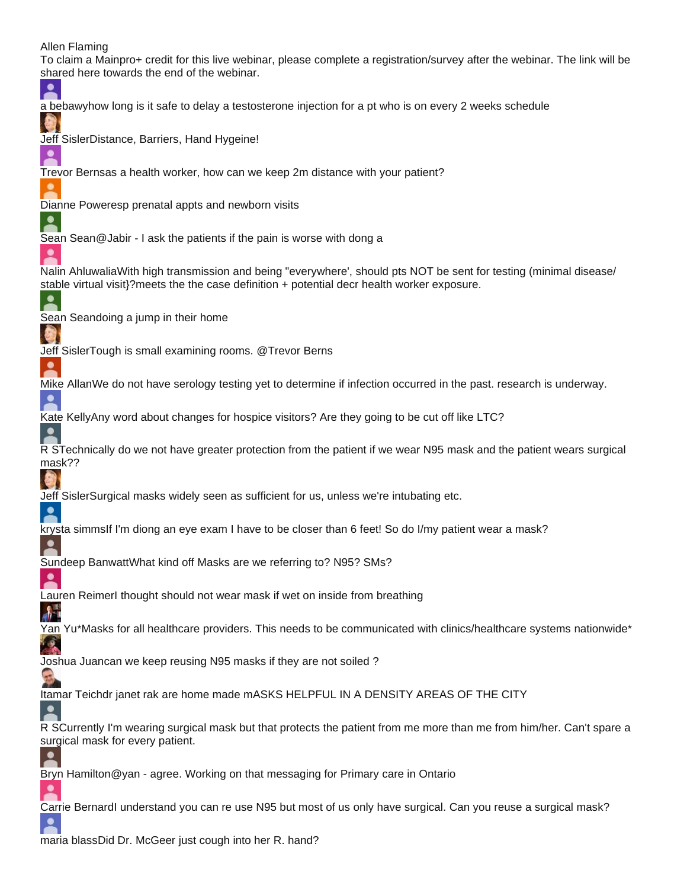Allen Flaming
To claim a Mainpro+ credit for this live webinar, please complete a registration/survey after the webinar. The link will be shared here towards the end of the webinar.

a bebawyhow long is it safe to delay a testosterone injection for a pt who is on every 2 weeks schedule

Jeff SislerDistance, Barriers, Hand Hygeine!

Trevor Bernsas a health worker, how can we keep 2m distance with your patient?

Dianne Poweresp prenatal appts and newborn visits

Sean Sean@Jabir - I ask the patients if the pain is worse with dong a

Nalin AhluwaliaWith high transmission and being "everywhere', should pts NOT be sent for testing (minimal disease/ stable virtual visit}?meets the the case definition + potential decr health worker exposure.

Sean Seandoing a jump in their home

Jeff SislerTough is small examining rooms. @Trevor Berns

Mike AllanWe do not have serology testing yet to determine if infection occurred in the past. research is underway.

Kate KellyAny word about changes for hospice visitors? Are they going to be cut off like LTC?

R STechnically do we not have greater protection from the patient if we wear N95 mask and the patient wears surgical mask??

Jeff SislerSurgical masks widely seen as sufficient for us, unless we're intubating etc.

krysta simmsIf I'm diong an eye exam I have to be closer than 6 feet! So do I/my patient wear a mask?

Sundeep BanwattWhat kind off Masks are we referring to? N95? SMs?

Lauren ReimerI thought should not wear mask if wet on inside from breathing

Yan Yu*Masks for all healthcare providers. This needs to be communicated with clinics/healthcare systems nationwide*

Joshua Juancan we keep reusing N95 masks if they are not soiled ?

Itamar Teichdr janet rak are home made mASKS HELPFUL IN A DENSITY AREAS OF THE CITY

R SCurrently I'm wearing surgical mask but that protects the patient from me more than me from him/her. Can't spare a surgical mask for every patient.

Bryn Hamilton@yan - agree. Working on that messaging for Primary care in Ontario

Carrie BernardI understand you can re use N95 but most of us only have surgical. Can you reuse a surgical mask?

maria blassDid Dr. McGeer just cough into her R. hand?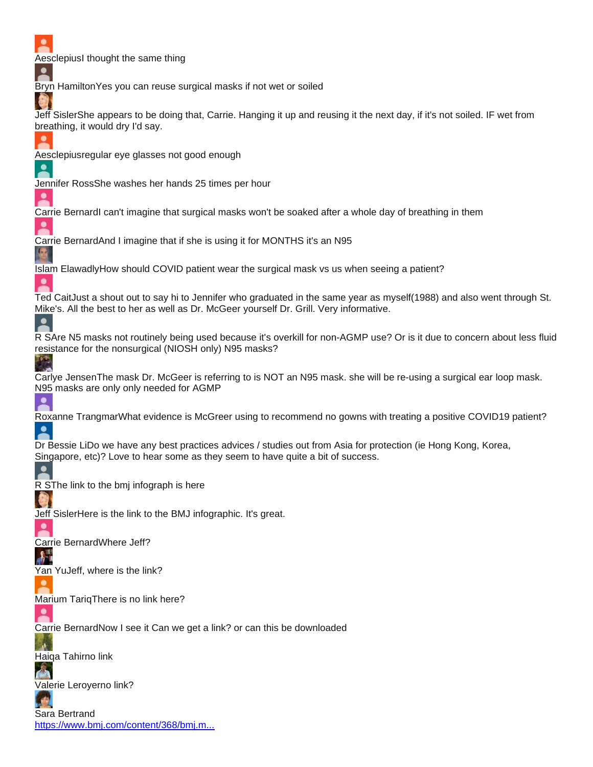AesclepiusI thought the same thing

Bryn HamiltonYes you can reuse surgical masks if not wet or soiled

Jeff SislerShe appears to be doing that, Carrie. Hanging it up and reusing it the next day, if it's not soiled. IF wet from breathing, it would dry I'd say.

Aesclepiusregular eye glasses not good enough

Jennifer RossShe washes her hands 25 times per hour

Carrie BernardI can't imagine that surgical masks won't be soaked after a whole day of breathing in them

Carrie BernardAnd I imagine that if she is using it for MONTHS it's an N95

Islam ElawadlyHow should COVID patient wear the surgical mask vs us when seeing a patient?

Ted CaitJust a shout out to say hi to Jennifer who graduated in the same year as myself(1988) and also went through St. Mike's. All the best to her as well as Dr. McGeer yourself Dr. Grill. Very informative.

R SAre N5 masks not routinely being used because it's overkill for non-AGMP use? Or is it due to concern about less fluid resistance for the nonsurgical (NIOSH only) N95 masks?

Carlye JensenThe mask Dr. McGeer is referring to is NOT an N95 mask. she will be re-using a surgical ear loop mask. N95 masks are only only needed for AGMP

Roxanne TrangmarWhat evidence is McGreer using to recommend no gowns with treating a positive COVID19 patient?

Dr Bessie LiDo we have any best practices advices / studies out from Asia for protection (ie Hong Kong, Korea, Singapore, etc)? Love to hear some as they seem to have quite a bit of success.

R SThe link to the bmj infograph is here

Jeff SislerHere is the link to the BMJ infographic. It's great.

Carrie BernardWhere Jeff?

Yan YuJeff, where is the link?

Marium TariqThere is no link here?

Carrie BernardNow I see it Can we get a link? or can this be downloaded

Haiqa Tahirno link

Valerie Leroyerno link?

Sara Bertrand
[https://www.bmj.com/content/368/bmj.m...](https://www.bmj.com/content/368/bmj.m...)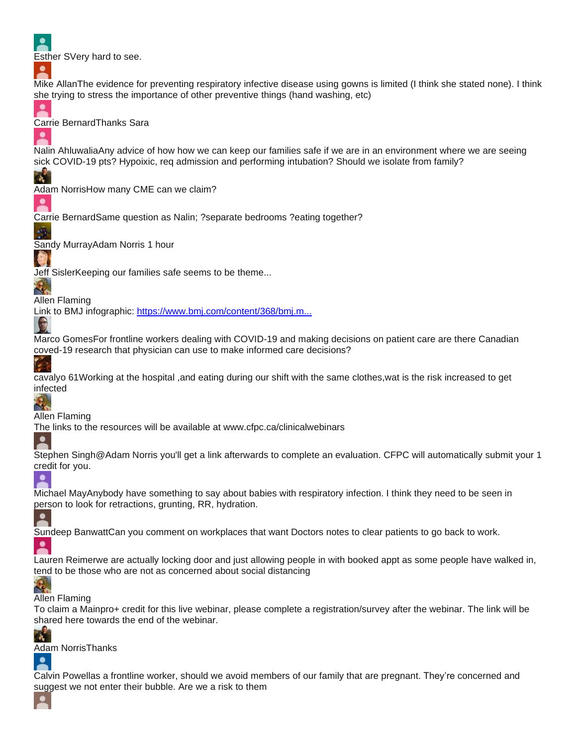Esther SVery hard to see.

Mike AllanThe evidence for preventing respiratory infective disease using gowns is limited (I think she stated none). I think she trying to stress the importance of other preventive things (hand washing, etc)

Carrie BernardThanks Sara

Nalin AhluwaliaAny advice of how how we can keep our families safe if we are in an environment where we are seeing sick COVID-19 pts? Hypoixic, req admission and performing intubation? Should we isolate from family?

Adam NorrisHow many CME can we claim?

Carrie BernardSame question as Nalin; ?separate bedrooms ?eating together?

Sandy MurrayAdam Norris 1 hour

Jeff SislerKeeping our families safe seems to be theme...

Allen Flaming
Link to BMJ infographic: [https://www.bmj.com/content/368/bmj.m...](https://www.bmj.com/content/368/bmj.m...)

Marco GomesFor frontline workers dealing with COVID-19 and making decisions on patient care are there Canadian coved-19 research that physician can use to make informed care decisions?

cavalyo 61Working at the hospital ,and eating during our shift with the same clothes,wat is the risk increased to get infected

Allen Flaming
The links to the resources will be available at www.cfpc.ca/clinicalwebinars

Stephen Singh@Adam Norris you'll get a link afterwards to complete an evaluation. CFPC will automatically submit your 1 credit for you.

Michael MayAnybody have something to say about babies with respiratory infection. I think they need to be seen in person to look for retractions, grunting, RR, hydration.

Sundeep BanwattCan you comment on workplaces that want Doctors notes to clear patients to go back to work.

Lauren Reimerwe are actually locking door and just allowing people in with booked appt as some people have walked in, tend to be those who are not as concerned about social distancing

Allen Flaming
To claim a Mainpro+ credit for this live webinar, please complete a registration/survey after the webinar. The link will be shared here towards the end of the webinar.

Adam NorrisThanks

Calvin Powellas a frontline worker, should we avoid members of our family that are pregnant. They're concerned and suggest we not enter their bubble. Are we a risk to them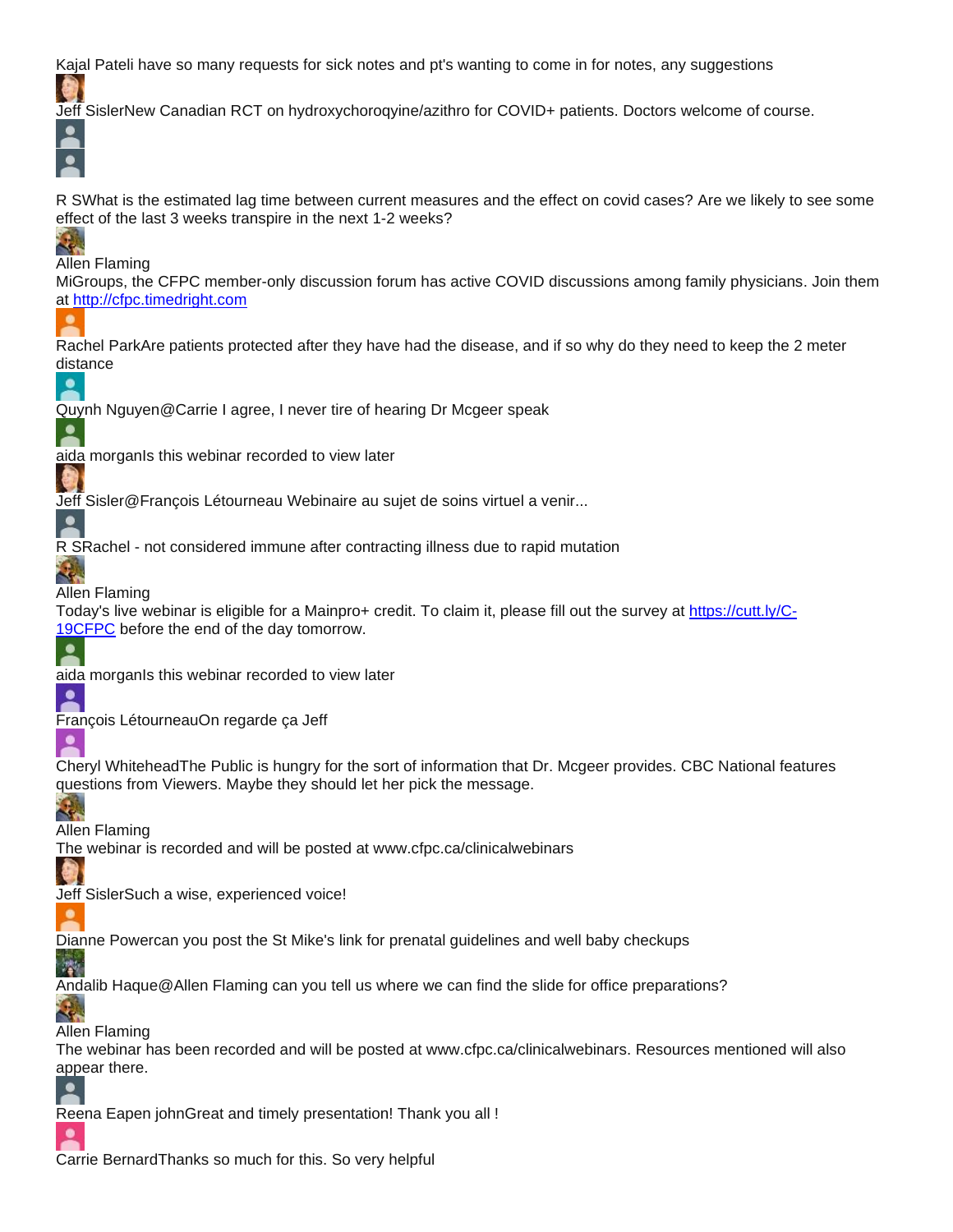Kajal PateIi have so many requests for sick notes and pt's wanting to come in for notes, any suggestions

Jeff SislerNew Canadian RCT on hydroxychoroqyine/azithro for COVID+ patients. Doctors welcome of course.

R SWhat is the estimated lag time between current measures and the effect on covid cases? Are we likely to see some effect of the last 3 weeks transpire in the next 1-2 weeks?

Allen Flaming
MiGroups, the CFPC member-only discussion forum has active COVID discussions among family physicians. Join them at [http://cfpc.timedright.com](http://cfpc.timedright.com)

Rachel ParkAre patients protected after they have had the disease, and if so why do they need to keep the 2 meter distance

Quynh Nguyen@Carrie I agree, I never tire of hearing Dr Mcgeer speak

aida morganIs this webinar recorded to view later

Jeff Sisler@François Létourneau Webinaire au sujet de soins virtuel a venir...

R SRachel - not considered immune after contracting illness due to rapid mutation

Allen Flaming
Today's live webinar is eligible for a Mainpro+ credit. To claim it, please fill out the survey at [https://cutt.ly/C-19CFPC](https://cutt.ly/C-19CFPC) before the end of the day tomorrow.

aida morganIs this webinar recorded to view later

François LétourneauOn regarde ça Jeff

Cheryl WhiteheadThe Public is hungry for the sort of information that Dr. Mcgeer provides. CBC National features questions from Viewers. Maybe they should let her pick the message.

Allen Flaming
The webinar is recorded and will be posted at www.cfpc.ca/clinicalwebinars

Jeff SislerSuch a wise, experienced voice!

Dianne Powercan you post the St Mike's link for prenatal guidelines and well baby checkups

Andalib Haque@Allen Flaming can you tell us where we can find the slide for office preparations?

Allen Flaming
The webinar has been recorded and will be posted at www.cfpc.ca/clinicalwebinars. Resources mentioned will also appear there.

Reena Eapen johnGreat and timely presentation! Thank you all !

Carrie BernardThanks so much for this. So very helpful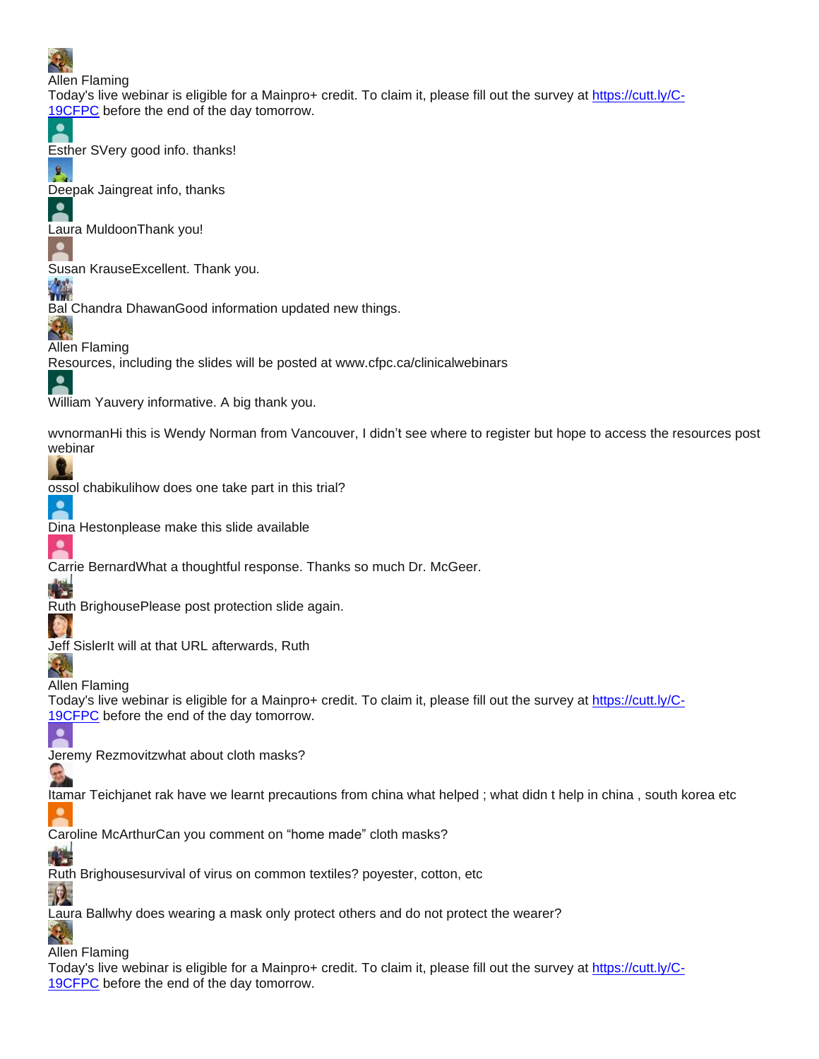Allen Flaming
Today's live webinar is eligible for a Mainpro+ credit. To claim it, please fill out the survey at [https://cutt.ly/C-19CFPC](https://cutt.ly/C-19CFPC) before the end of the day tomorrow.

Esther SVery good info. thanks!

Deepak Jaingreat info, thanks

Laura MuldoonThank you!

Susan KrauseExcellent. Thank you.

Bal Chandra DhawanGood information updated new things.

Allen Flaming
Resources, including the slides will be posted at www.cfpc.ca/clinicalwebinars

William Yauvery informative. A big thank you.

wvnormanHi this is Wendy Norman from Vancouver, I didn't see where to register but hope to access the resources post webinar

ossol chabikulihow does one take part in this trial?

Dina Hestonplease make this slide available

Carrie BernardWhat a thoughtful response. Thanks so much Dr. McGeer.

Ruth BrighousePlease post protection slide again.

Jeff SislerIt will at that URL afterwards, Ruth

Allen Flaming
Today's live webinar is eligible for a Mainpro+ credit. To claim it, please fill out the survey at [https://cutt.ly/C-19CFPC](https://cutt.ly/C-19CFPC) before the end of the day tomorrow.

Jeremy Rezmovitzwhat about cloth masks?

Itamar Teichjanet rak have we learnt precautions from china what helped ; what didn t help in china , south korea etc

Caroline McArthurCan you comment on "home made" cloth masks?

Ruth Brighousesurvival of virus on common textiles? poyester, cotton, etc

Laura Ballwhy does wearing a mask only protect others and do not protect the wearer?

Allen Flaming
Today's live webinar is eligible for a Mainpro+ credit. To claim it, please fill out the survey at [https://cutt.ly/C-19CFPC](https://cutt.ly/C-19CFPC) before the end of the day tomorrow.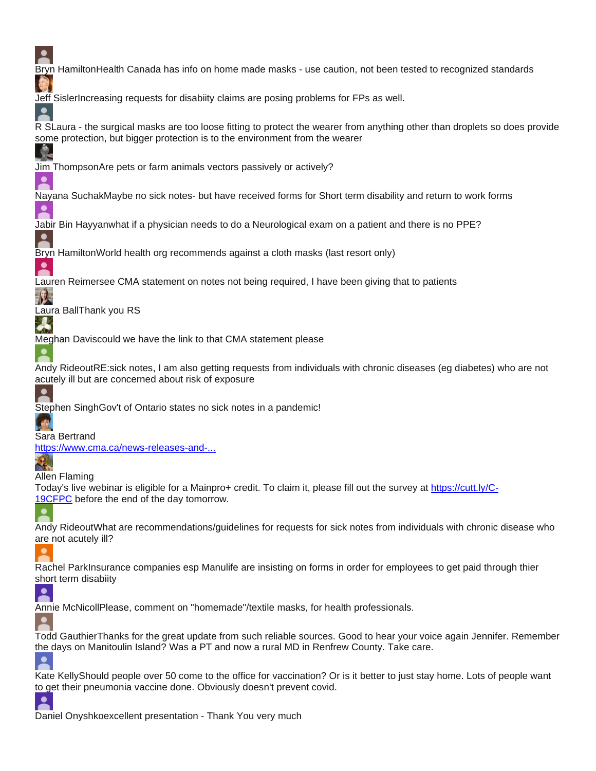Bryn HamiltonHealth Canada has info on home made masks - use caution, not been tested to recognized standards

Jeff SislerIncreasing requests for disabiity claims are posing problems for FPs as well.

R SLaura - the surgical masks are too loose fitting to protect the wearer from anything other than droplets so does provide some protection, but bigger protection is to the environment from the wearer

Jim ThompsonAre pets or farm animals vectors passively or actively?

Nayana SuchakMaybe no sick notes- but have received forms for Short term disability and return to work forms

Jabir Bin Hayyanwhat if a physician needs to do a Neurological exam on a patient and there is no PPE?

Bryn HamiltonWorld health org recommends against a cloth masks (last resort only)

Lauren Reimersee CMA statement on notes not being required, I have been giving that to patients

Laura BallThank you RS

Meghan Daviscould we have the link to that CMA statement please

Andy RideoutRE:sick notes, I am also getting requests from individuals with chronic diseases (eg diabetes) who are not acutely ill but are concerned about risk of exposure

Stephen SinghGov't of Ontario states no sick notes in a pandemic!

Sara Bertrand
https://www.cma.ca/news-releases-and-...

Allen Flaming
Today's live webinar is eligible for a Mainpro+ credit. To claim it, please fill out the survey at https://cutt.ly/C-19CFPC before the end of the day tomorrow.

Andy RideoutWhat are recommendations/guidelines for requests for sick notes from individuals with chronic disease who are not acutely ill?

Rachel ParkInsurance companies esp Manulife are insisting on forms in order for employees to get paid through thier short term disabiity

Annie McNicollPlease, comment on "homemade"/textile masks, for health professionals.

Todd GauthierThanks for the great update from such reliable sources. Good to hear your voice again Jennifer. Remember the days on Manitoulin Island? Was a PT and now a rural MD in Renfrew County. Take care.

Kate KellyShould people over 50 come to the office for vaccination? Or is it better to just stay home. Lots of people want to get their pneumonia vaccine done. Obviously doesn't prevent covid.

Daniel Onyshkoexcellent presentation - Thank You very much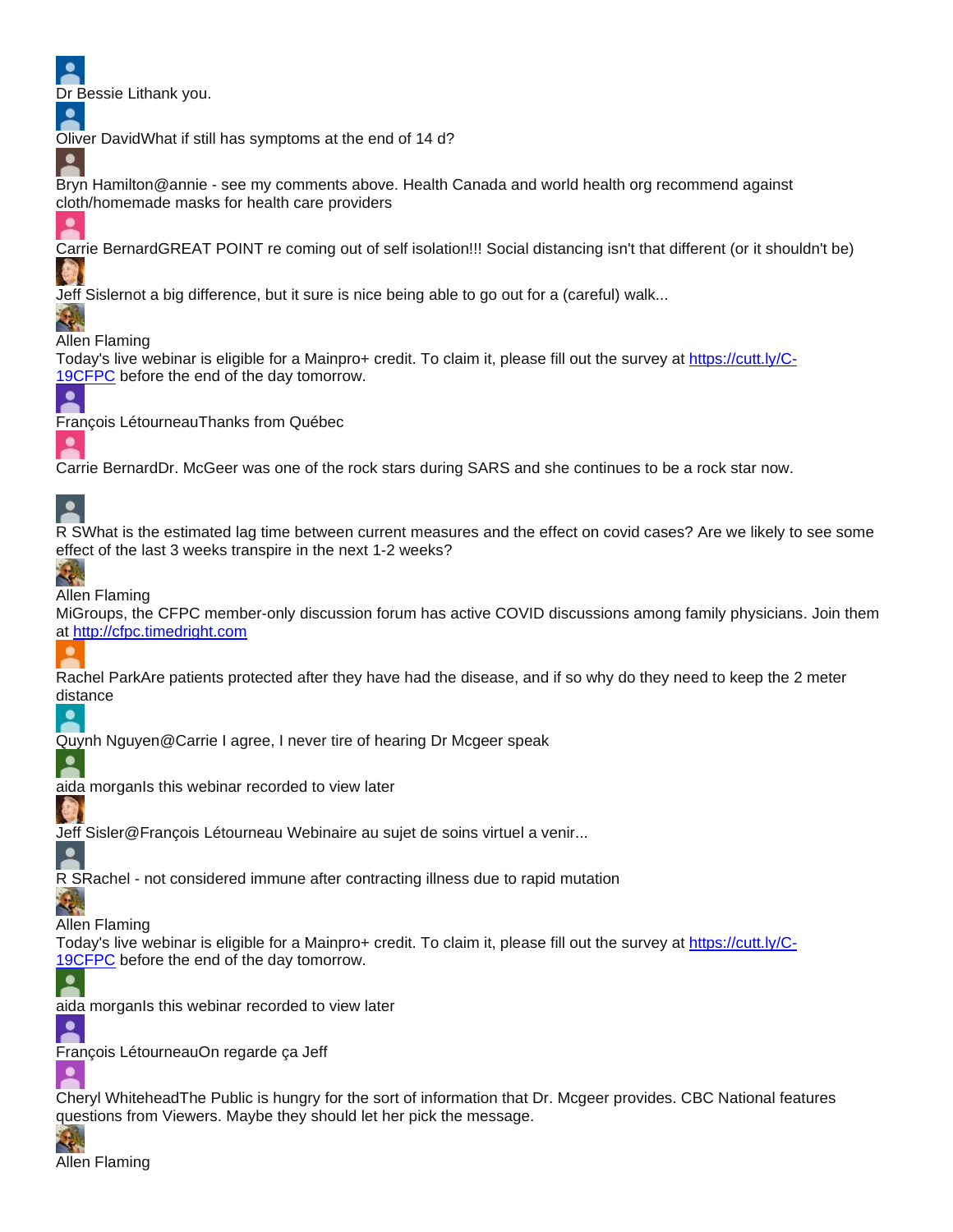Dr Bessie Lithank you.

Oliver DavidWhat if still has symptoms at the end of 14 d?

Bryn Hamilton@annie - see my comments above. Health Canada and world health org recommend against cloth/homemade masks for health care providers

Carrie BernardGREAT POINT re coming out of self isolation!!! Social distancing isn't that different (or it shouldn't be)

Jeff Sislernot a big difference, but it sure is nice being able to go out for a (careful) walk...

Allen Flaming
Today's live webinar is eligible for a Mainpro+ credit. To claim it, please fill out the survey at [https://cutt.ly/C-19CFPC](https://cutt.ly/C-19CFPC) before the end of the day tomorrow.

François LétourneauThanks from Québec

Carrie BernardDr. McGeer was one of the rock stars during SARS and she continues to be a rock star now.

R SWhat is the estimated lag time between current measures and the effect on covid cases? Are we likely to see some effect of the last 3 weeks transpire in the next 1-2 weeks?

Allen Flaming
MiGroups, the CFPC member-only discussion forum has active COVID discussions among family physicians. Join them at [http://cfpc.timedright.com](http://cfpc.timedright.com)

Rachel ParkAre patients protected after they have had the disease, and if so why do they need to keep the 2 meter distance

Quynh Nguyen@Carrie I agree, I never tire of hearing Dr Mcgeer speak

aida morganIs this webinar recorded to view later

Jeff Sisler@François Létourneau Webinaire au sujet de soins virtuel a venir...

R SRachel - not considered immune after contracting illness due to rapid mutation

Allen Flaming
Today's live webinar is eligible for a Mainpro+ credit. To claim it, please fill out the survey at [https://cutt.ly/C-19CFPC](https://cutt.ly/C-19CFPC) before the end of the day tomorrow.

aida morganIs this webinar recorded to view later

François LétourneauOn regarde ça Jeff

Cheryl WhiteheadThe Public is hungry for the sort of information that Dr. Mcgeer provides. CBC National features questions from Viewers. Maybe they should let her pick the message.

Allen Flaming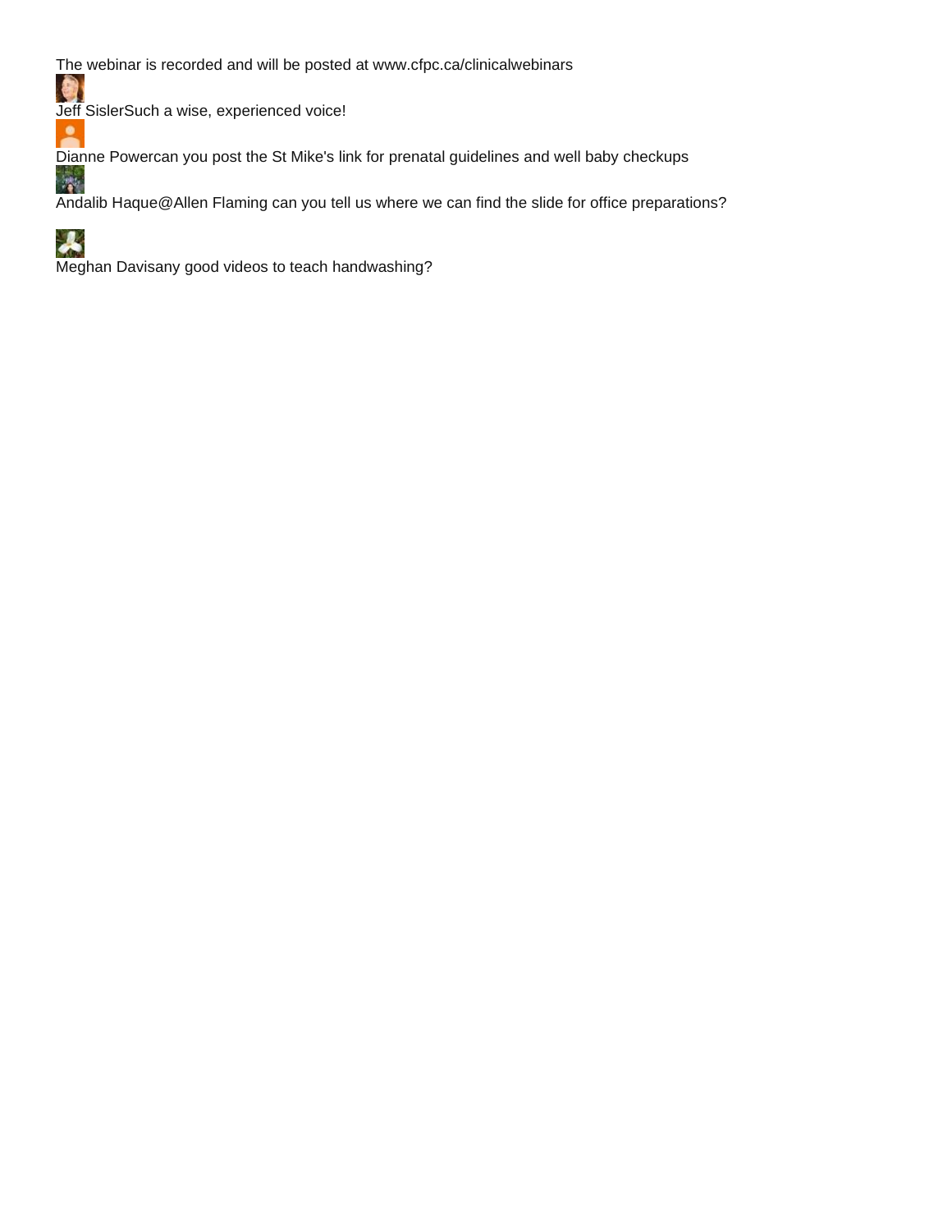The webinar is recorded and will be posted at www.cfpc.ca/clinicalwebinars

Jeff SislerSuch a wise, experienced voice!

Dianne Powercan you post the St Mike's link for prenatal guidelines and well baby checkups

Andalib Haque@Allen Flaming can you tell us where we can find the slide for office preparations?

Meghan Davisany good videos to teach handwashing?